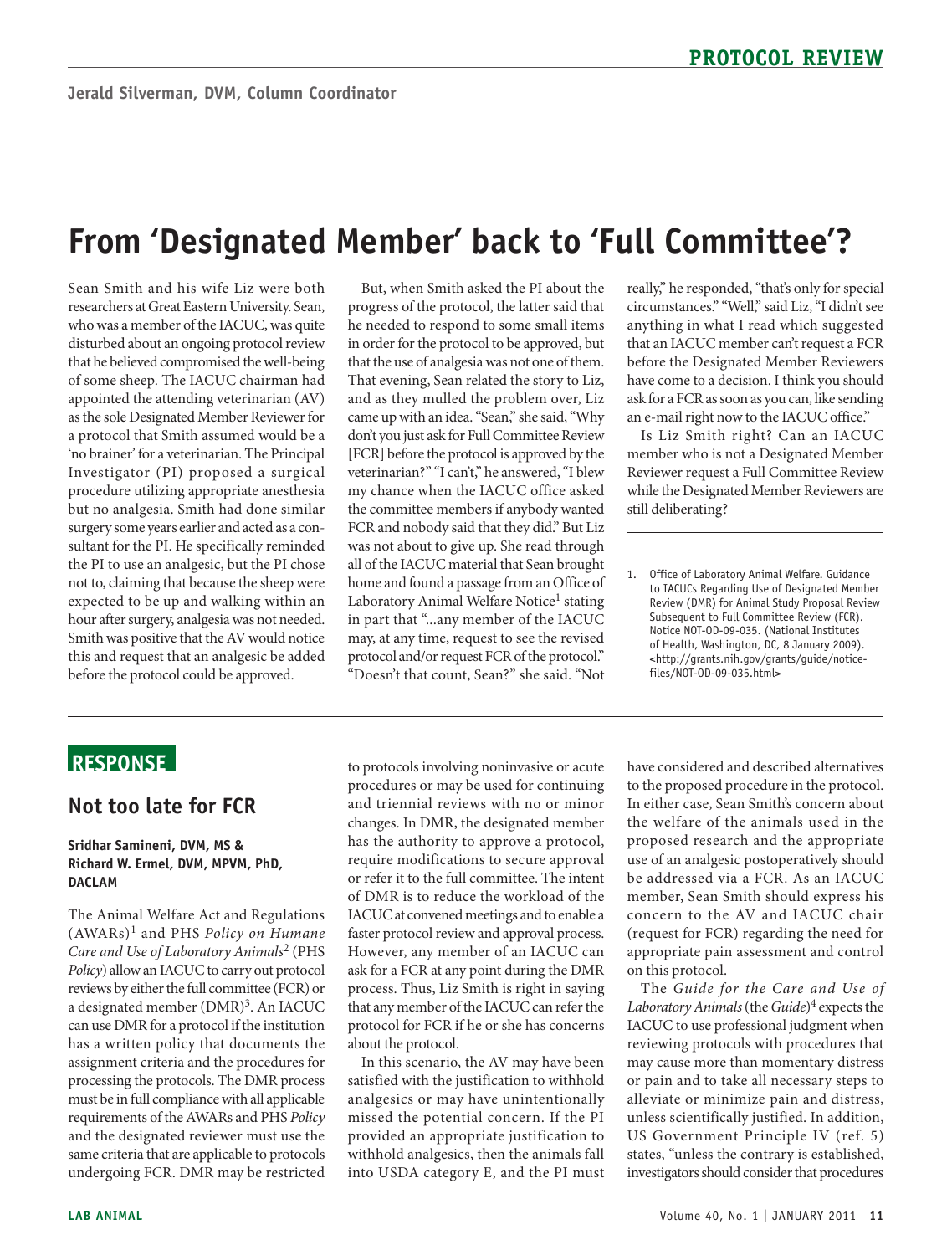PROTOCOL REVIEW

Jerald Silverman, DVM, Column Coordinator

# From 'Designated Member' back to 'Full Committee'?

Sean Smith and his wife Liz were both researchers at Great Eastern University. Sean, who was a member of the IACUC, was quite disturbed about an ongoing protocol review that he believed compromised the well-being of some sheep. The IACUC chairman had appointed the attending veterinarian (AV) as the sole Designated Member Reviewer for a protocol that Smith assumed would be a 'no brainer' for a veterinarian. The Principal Investigator (PI) proposed a surgical procedure utilizing appropriate anesthesia but no analgesia. Smith had done similar surgery some years earlier and acted as a consultant for the PI. He specifically reminded the PI to use an analgesic, but the PI chose not to, claiming that because the sheep were expected to be up and walking within an hour after surgery, analgesia was not needed. Smith was positive that the AV would notice this and request that an analgesic be added before the protocol could be approved.

But, when Smith asked the PI about the progress of the protocol, the latter said that he needed to respond to some small items in order for the protocol to be approved, but that the use of analgesia was not one of them. That evening, Sean related the story to Liz, and as they mulled the problem over, Liz came up with an idea. "Sean," she said, "Why don't you just ask for Full Committee Review [FCR] before the protocol is approved by the veterinarian?" "I can't," he answered, "I blew my chance when the IACUC office asked the committee members if anybody wanted FCR and nobody said that they did." But Liz was not about to give up. She read through all of the IACUC material that Sean brought home and found a passage from an Office of Laboratory Animal Welfare Notice[1] stating in part that "...any member of the IACUC may, at any time, request to see the revised protocol and/or request FCR of the protocol." "Doesn't that count, Sean?" she said. "Not really," he responded, "that's only for special circumstances." "Well," said Liz, "I didn't see anything in what I read which suggested that an IACUC member can't request a FCR before the Designated Member Reviewers have come to a decision. I think you should ask for a FCR as soon as you can, like sending an e-mail right now to the IACUC office."

Is Liz Smith right? Can an IACUC member who is not a Designated Member Reviewer request a Full Committee Review while the Designated Member Reviewers are still deliberating?

1. Office of Laboratory Animal Welfare. Guidance to IACUCs Regarding Use of Designated Member Review (DMR) for Animal Study Proposal Review Subsequent to Full Committee Review (FCR). Notice NOT-OD-09-035. (National Institutes of Health, Washington, DC, 8 January 2009). <http://grants.nih.gov/grants/guide/notice-files/NOT-OD-09-035.html>

## RESPONSE

## Not too late for FCR

**Sridhar Samineni, DVM, MS & Richard W. Ermel, DVM, MPVM, PhD, DACLAM**

The Animal Welfare Act and Regulations (AWARs)[1] and PHS *Policy on Humane Care and Use of Laboratory Animals*[2] (PHS *Policy*) allow an IACUC to carry out protocol reviews by either the full committee (FCR) or a designated member (DMR)[3]. An IACUC can use DMR for a protocol if the institution has a written policy that documents the assignment criteria and the procedures for processing the protocols. The DMR process must be in full compliance with all applicable requirements of the AWARs and PHS *Policy* and the designated reviewer must use the same criteria that are applicable to protocols undergoing FCR. DMR may be restricted to protocols involving noninvasive or acute procedures or may be used for continuing and triennial reviews with no or minor changes. In DMR, the designated member has the authority to approve a protocol, require modifications to secure approval or refer it to the full committee. The intent of DMR is to reduce the workload of the IACUC at convened meetings and to enable a faster protocol review and approval process. However, any member of an IACUC can ask for a FCR at any point during the DMR process. Thus, Liz Smith is right in saying that any member of the IACUC can refer the protocol for FCR if he or she has concerns about the protocol.

In this scenario, the AV may have been satisfied with the justification to withhold analgesics or may have unintentionally missed the potential concern. If the PI provided an appropriate justification to withhold analgesics, then the animals fall into USDA category E, and the PI must have considered and described alternatives to the proposed procedure in the protocol. In either case, Sean Smith's concern about the welfare of the animals used in the proposed research and the appropriate use of an analgesic postoperatively should be addressed via a FCR. As an IACUC member, Sean Smith should express his concern to the AV and IACUC chair (request for FCR) regarding the need for appropriate pain assessment and control on this protocol.

The *Guide for the Care and Use of Laboratory Animals* (the *Guide*)[4] expects the IACUC to use professional judgment when reviewing protocols with procedures that may cause more than momentary distress or pain and to take all necessary steps to alleviate or minimize pain and distress, unless scientifically justified. In addition, US Government Principle IV (ref. 5) states, "unless the contrary is established, investigators should consider that procedures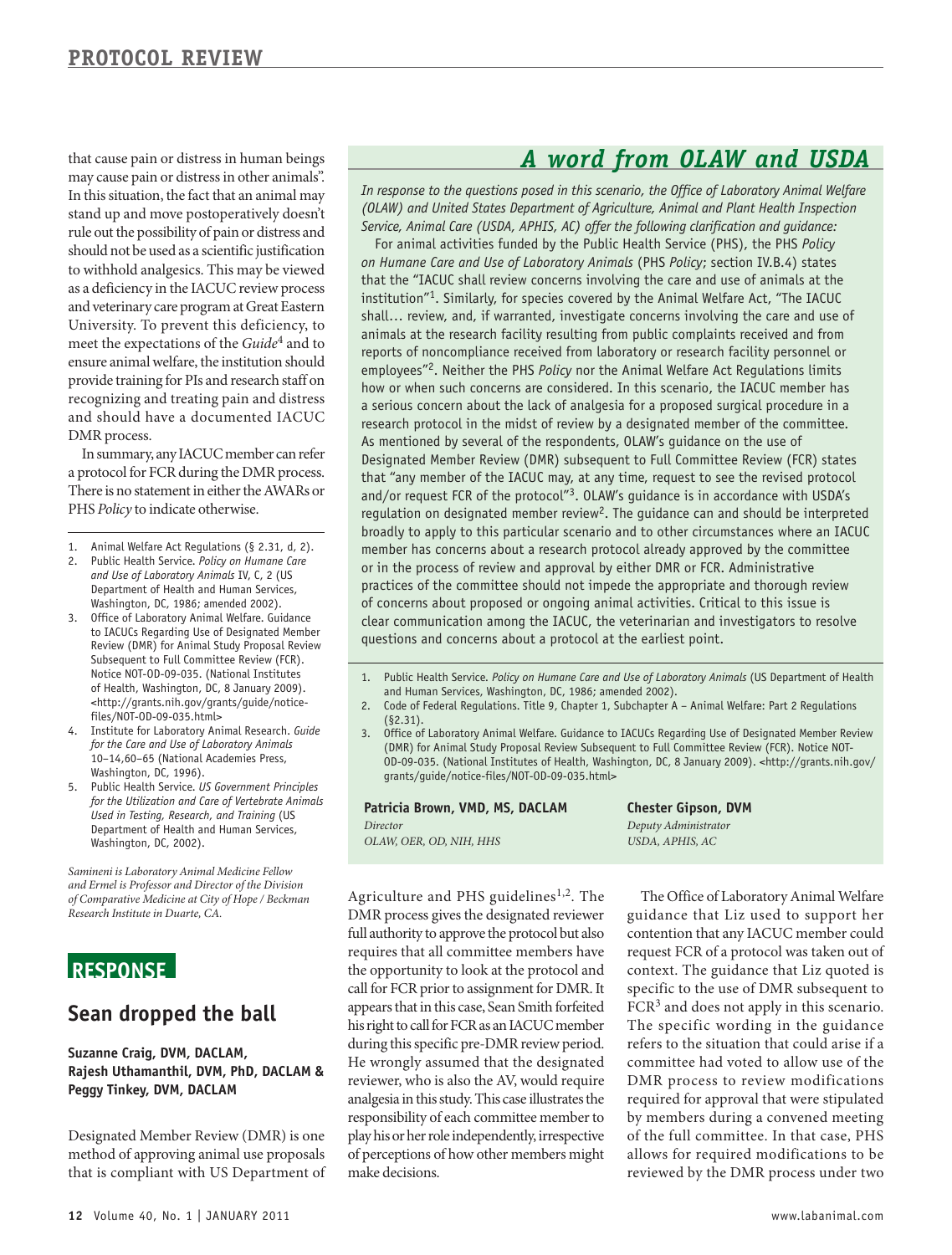that cause pain or distress in human beings may cause pain or distress in other animals". In this situation, the fact that an animal may stand up and move postoperatively doesn't rule out the possibility of pain or distress and should not be used as a scientific justification to withhold analgesics. This may be viewed as a deficiency in the IACUC review process and veterinary care program at Great Eastern University. To prevent this deficiency, to meet the expectations of the *Guide*[4] and to ensure animal welfare, the institution should provide training for PIs and research staff on recognizing and treating pain and distress and should have a documented IACUC DMR process.

In summary, any IACUC member can refer a protocol for FCR during the DMR process. There is no statement in either the AWARs or PHS *Policy* to indicate otherwise.

1. Animal Welfare Act Regulations (§ 2.31, d, 2).
2. Public Health Service. *Policy on Humane Care and Use of Laboratory Animals* IV, C, 2 (US Department of Health and Human Services, Washington, DC, 1986; amended 2002).
3. Office of Laboratory Animal Welfare. Guidance to IACUCs Regarding Use of Designated Member Review (DMR) for Animal Study Proposal Review Subsequent to Full Committee Review (FCR). Notice NOT-OD-09-035. (National Institutes of Health, Washington, DC, 8 January 2009). <http://grants.nih.gov/grants/guide/notice-files/NOT-OD-09-035.html>
4. Institute for Laboratory Animal Research. *Guide for the Care and Use of Laboratory Animals* 10–14,60–65 (National Academies Press, Washington, DC, 1996).
5. Public Health Service. *US Government Principles for the Utilization and Care of Vertebrate Animals Used in Testing, Research, and Training* (US Department of Health and Human Services, Washington, DC, 2002).

*Samineni is Laboratory Animal Medicine Fellow and Ermel is Professor and Director of the Division of Comparative Medicine at City of Hope / Beckman Research Institute in Duarte, CA.*

## A word from OLAW and USDA

*In response to the questions posed in this scenario, the Office of Laboratory Animal Welfare (OLAW) and United States Department of Agriculture, Animal and Plant Health Inspection Service, Animal Care (USDA, APHIS, AC) offer the following clarification and guidance:*

For animal activities funded by the Public Health Service (PHS), the PHS *Policy on Humane Care and Use of Laboratory Animals* (PHS *Policy*; section IV.B.4) states that the "IACUC shall review concerns involving the care and use of animals at the institution"[1]. Similarly, for species covered by the Animal Welfare Act, "The IACUC shall… review, and, if warranted, investigate concerns involving the care and use of animals at the research facility resulting from public complaints received and from reports of noncompliance received from laboratory or research facility personnel or employees"[2]. Neither the PHS *Policy* nor the Animal Welfare Act Regulations limits how or when such concerns are considered. In this scenario, the IACUC member has a serious concern about the lack of analgesia for a proposed surgical procedure in a research protocol in the midst of review by a designated member of the committee. As mentioned by several of the respondents, OLAW's guidance on the use of Designated Member Review (DMR) subsequent to Full Committee Review (FCR) states that "any member of the IACUC may, at any time, request to see the revised protocol and/or request FCR of the protocol"[3]. OLAW's guidance is in accordance with USDA's regulation on designated member review[2]. The guidance can and should be interpreted broadly to apply to this particular scenario and to other circumstances where an IACUC member has concerns about a research protocol already approved by the committee or in the process of review and approval by either DMR or FCR. Administrative practices of the committee should not impede the appropriate and thorough review of concerns about proposed or ongoing animal activities. Critical to this issue is clear communication among the IACUC, the veterinarian and investigators to resolve questions and concerns about a protocol at the earliest point.

1. Public Health Service. *Policy on Humane Care and Use of Laboratory Animals* (US Department of Health and Human Services, Washington, DC, 1986; amended 2002).
2. Code of Federal Regulations. Title 9, Chapter 1, Subchapter A – Animal Welfare: Part 2 Regulations (§2.31).
3. Office of Laboratory Animal Welfare. Guidance to IACUCs Regarding Use of Designated Member Review (DMR) for Animal Study Proposal Review Subsequent to Full Committee Review (FCR). Notice NOT-OD-09-035. (National Institutes of Health, Washington, DC, 8 January 2009). <http://grants.nih.gov/grants/guide/notice-files/NOT-OD-09-035.html>

**Patricia Brown, VMD, MS, DACLAM**
*Director*
*OLAW, OER, OD, NIH, HHS*

**Chester Gipson, DVM**
*Deputy Administrator*
*USDA, APHIS, AC*

## RESPONSE

## Sean dropped the ball

**Suzanne Craig, DVM, DACLAM, Rajesh Uthamanthil, DVM, PhD, DACLAM & Peggy Tinkey, DVM, DACLAM**

Designated Member Review (DMR) is one method of approving animal use proposals that is compliant with US Department of Agriculture and PHS guidelines[1,2]. The DMR process gives the designated reviewer full authority to approve the protocol but also requires that all committee members have the opportunity to look at the protocol and call for FCR prior to assignment for DMR. It appears that in this case, Sean Smith forfeited his right to call for FCR as an IACUC member during this specific pre-DMR review period. He wrongly assumed that the designated reviewer, who is also the AV, would require analgesia in this study. This case illustrates the responsibility of each committee member to play his or her role independently, irrespective of perceptions of how other members might make decisions.

The Office of Laboratory Animal Welfare guidance that Liz used to support her contention that any IACUC member could request FCR of a protocol was taken out of context. The guidance that Liz quoted is specific to the use of DMR subsequent to FCR[3] and does not apply in this scenario. The specific wording in the guidance refers to the situation that could arise if a committee had voted to allow use of the DMR process to review modifications required for approval that were stipulated by members during a convened meeting of the full committee. In that case, PHS allows for required modifications to be reviewed by the DMR process under two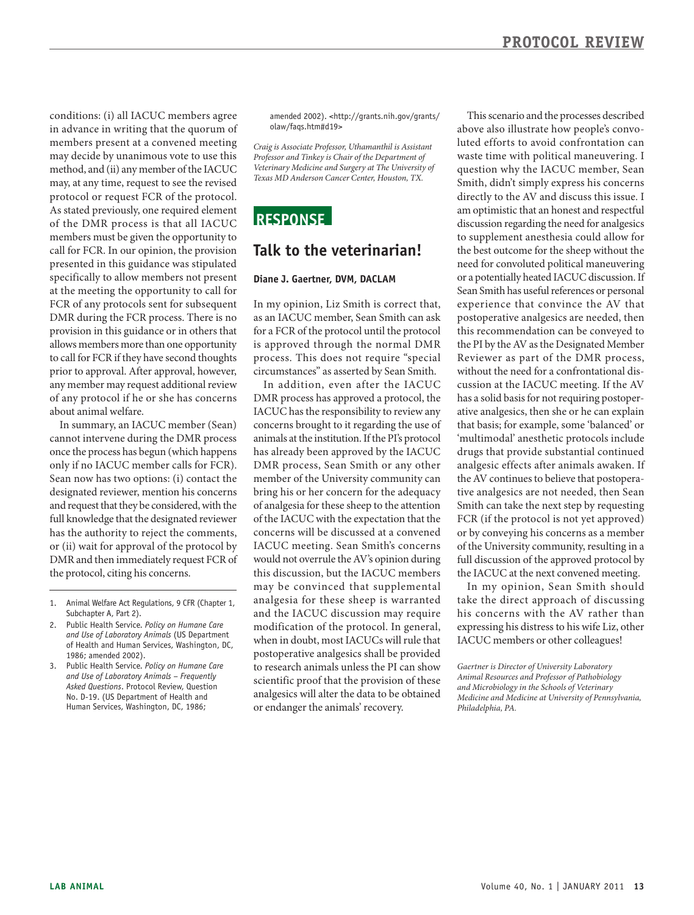conditions: (i) all IACUC members agree in advance in writing that the quorum of members present at a convened meeting may decide by unanimous vote to use this method, and (ii) any member of the IACUC may, at any time, request to see the revised protocol or request FCR of the protocol. As stated previously, one required element of the DMR process is that all IACUC members must be given the opportunity to call for FCR. In our opinion, the provision presented in this guidance was stipulated specifically to allow members not present at the meeting the opportunity to call for FCR of any protocols sent for subsequent DMR during the FCR process. There is no provision in this guidance or in others that allows members more than one opportunity to call for FCR if they have second thoughts prior to approval. After approval, however, any member may request additional review of any protocol if he or she has concerns about animal welfare.

In summary, an IACUC member (Sean) cannot intervene during the DMR process once the process has begun (which happens only if no IACUC member calls for FCR). Sean now has two options: (i) contact the designated reviewer, mention his concerns and request that they be considered, with the full knowledge that the designated reviewer has the authority to reject the comments, or (ii) wait for approval of the protocol by DMR and then immediately request FCR of the protocol, citing his concerns.

1. Animal Welfare Act Regulations, 9 CFR (Chapter 1, Subchapter A, Part 2).
2. Public Health Service. *Policy on Humane Care and Use of Laboratory Animals* (US Department of Health and Human Services, Washington, DC, 1986; amended 2002).
3. Public Health Service. *Policy on Humane Care and Use of Laboratory Animals – Frequently Asked Questions*. Protocol Review, Question No. D-19. (US Department of Health and Human Services, Washington, DC, 1986; amended 2002). <http://grants.nih.gov/grants/olaw/faqs.htm#d19>

*Craig is Associate Professor, Uthamanthil is Assistant Professor and Tinkey is Chair of the Department of Veterinary Medicine and Surgery at The University of Texas MD Anderson Cancer Center, Houston, TX.*

## RESPONSE

## Talk to the veterinarian!

**Diane J. Gaertner, DVM, DACLAM**

In my opinion, Liz Smith is correct that, as an IACUC member, Sean Smith can ask for a FCR of the protocol until the protocol is approved through the normal DMR process. This does not require "special circumstances" as asserted by Sean Smith.

In addition, even after the IACUC DMR process has approved a protocol, the IACUC has the responsibility to review any concerns brought to it regarding the use of animals at the institution. If the PI's protocol has already been approved by the IACUC DMR process, Sean Smith or any other member of the University community can bring his or her concern for the adequacy of analgesia for these sheep to the attention of the IACUC with the expectation that the concerns will be discussed at a convened IACUC meeting. Sean Smith's concerns would not overrule the AV's opinion during this discussion, but the IACUC members may be convinced that supplemental analgesia for these sheep is warranted and the IACUC discussion may require modification of the protocol. In general, when in doubt, most IACUCs will rule that postoperative analgesics shall be provided to research animals unless the PI can show scientific proof that the provision of these analgesics will alter the data to be obtained or endanger the animals' recovery.

This scenario and the processes described above also illustrate how people's convoluted efforts to avoid confrontation can waste time with political maneuvering. I question why the IACUC member, Sean Smith, didn't simply express his concerns directly to the AV and discuss this issue. I am optimistic that an honest and respectful discussion regarding the need for analgesics to supplement anesthesia could allow for the best outcome for the sheep without the need for convoluted political maneuvering or a potentially heated IACUC discussion. If Sean Smith has useful references or personal experience that convince the AV that postoperative analgesics are needed, then this recommendation can be conveyed to the PI by the AV as the Designated Member Reviewer as part of the DMR process, without the need for a confrontational discussion at the IACUC meeting. If the AV has a solid basis for not requiring postoperative analgesics, then she or he can explain that basis; for example, some 'balanced' or 'multimodal' anesthetic protocols include drugs that provide substantial continued analgesic effects after animals awaken. If the AV continues to believe that postoperative analgesics are not needed, then Sean Smith can take the next step by requesting FCR (if the protocol is not yet approved) or by conveying his concerns as a member of the University community, resulting in a full discussion of the approved protocol by the IACUC at the next convened meeting.

In my opinion, Sean Smith should take the direct approach of discussing his concerns with the AV rather than expressing his distress to his wife Liz, other IACUC members or other colleagues!

*Gaertner is Director of University Laboratory Animal Resources and Professor of Pathobiology and Microbiology in the Schools of Veterinary Medicine and Medicine at University of Pennsylvania, Philadelphia, PA.*